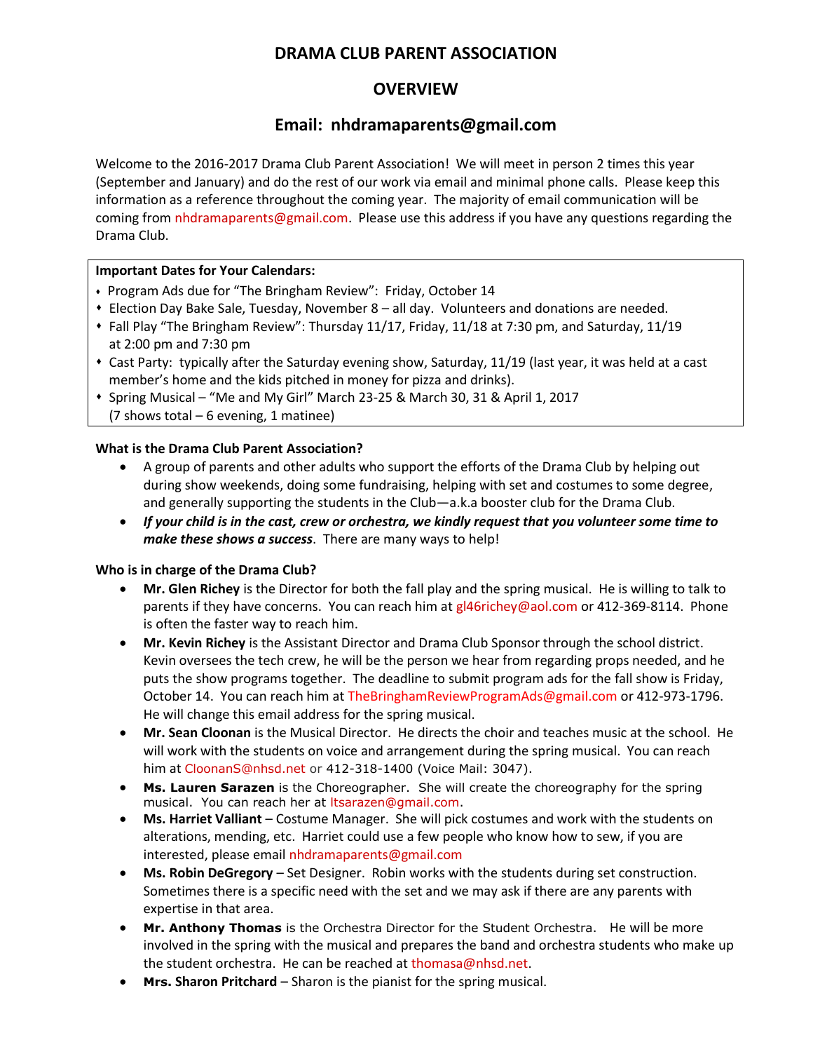# DRAMA CLUB PARENT ASSOCIATION

## OVERVIEW

## Email: nhdramaparents@gmail.com

Welcome to the 2016-2017 Drama Club Parent Association! We will meet in person 2 times this year (September and January) and do the rest of our work via email and minimal phone calls. Please keep this information as a reference throughout the coming year. The majority of email communication will be coming from nhdramaparents@gmail.com. Please use this address if you have any questions regarding the Drama Club.

**Important Dates for Your Calendars:**

- Program Ads due for "The Bringham Review": Friday, October 14
- Election Day Bake Sale, Tuesday, November 8 – all day. Volunteers and donations are needed.
- Fall Play "The Bringham Review": Thursday 11/17, Friday, 11/18 at 7:30 pm, and Saturday, 11/19 at 2:00 pm and 7:30 pm
- Cast Party: typically after the Saturday evening show, Saturday, 11/19 (last year, it was held at a cast member's home and the kids pitched in money for pizza and drinks).
- Spring Musical – "Me and My Girl" March 23-25 & March 30, 31 & April 1, 2017 (7 shows total – 6 evening, 1 matinee)

**What is the Drama Club Parent Association?**

- A group of parents and other adults who support the efforts of the Drama Club by helping out during show weekends, doing some fundraising, helping with set and costumes to some degree, and generally supporting the students in the Club—a.k.a booster club for the Drama Club.
- ***If your child is in the cast, crew or orchestra, we kindly request that you volunteer some time to make these shows a success***. There are many ways to help!

**Who is in charge of the Drama Club?**

- **Mr. Glen Richey** is the Director for both the fall play and the spring musical. He is willing to talk to parents if they have concerns. You can reach him at gl46richey@aol.com or 412-369-8114. Phone is often the faster way to reach him.
- **Mr. Kevin Richey** is the Assistant Director and Drama Club Sponsor through the school district. Kevin oversees the tech crew, he will be the person we hear from regarding props needed, and he puts the show programs together. The deadline to submit program ads for the fall show is Friday, October 14. You can reach him at TheBringhamReviewProgramAds@gmail.com or 412-973-1796. He will change this email address for the spring musical.
- **Mr. Sean Cloonan** is the Musical Director. He directs the choir and teaches music at the school. He will work with the students on voice and arrangement during the spring musical. You can reach him at CloonanS@nhsd.net or 412-318-1400 (Voice Mail: 3047).
- **Ms. Lauren Sarazen** is the Choreographer. She will create the choreography for the spring musical. You can reach her at ltsarazen@gmail.com.
- **Ms. Harriet Valliant** – Costume Manager. She will pick costumes and work with the students on alterations, mending, etc. Harriet could use a few people who know how to sew, if you are interested, please email nhdramaparents@gmail.com
- **Ms. Robin DeGregory** – Set Designer. Robin works with the students during set construction. Sometimes there is a specific need with the set and we may ask if there are any parents with expertise in that area.
- **Mr. Anthony Thomas** is the Orchestra Director for the Student Orchestra. He will be more involved in the spring with the musical and prepares the band and orchestra students who make up the student orchestra. He can be reached at thomasa@nhsd.net.
- **Mrs. Sharon Pritchard** – Sharon is the pianist for the spring musical.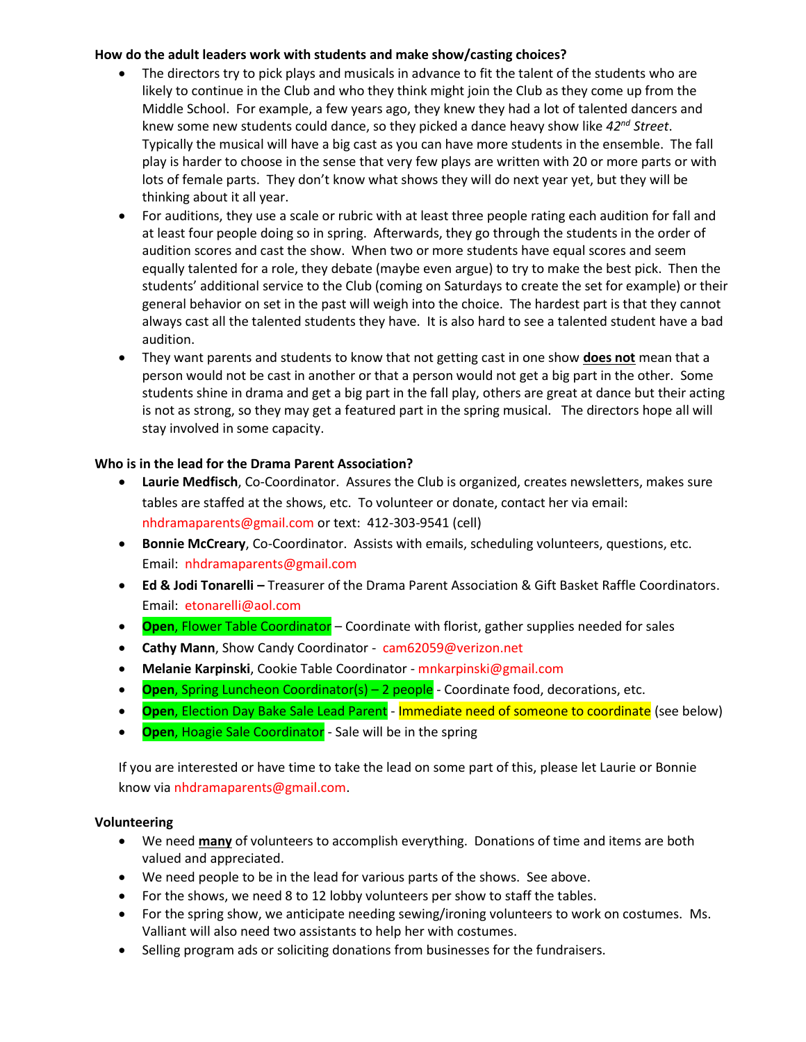**How do the adult leaders work with students and make show/casting choices?**

- The directors try to pick plays and musicals in advance to fit the talent of the students who are likely to continue in the Club and who they think might join the Club as they come up from the Middle School. For example, a few years ago, they knew they had a lot of talented dancers and knew some new students could dance, so they picked a dance heavy show like *42nd Street*. Typically the musical will have a big cast as you can have more students in the ensemble. The fall play is harder to choose in the sense that very few plays are written with 20 or more parts or with lots of female parts. They don't know what shows they will do next year yet, but they will be thinking about it all year.
- For auditions, they use a scale or rubric with at least three people rating each audition for fall and at least four people doing so in spring. Afterwards, they go through the students in the order of audition scores and cast the show. When two or more students have equal scores and seem equally talented for a role, they debate (maybe even argue) to try to make the best pick. Then the students' additional service to the Club (coming on Saturdays to create the set for example) or their general behavior on set in the past will weigh into the choice. The hardest part is that they cannot always cast all the talented students they have. It is also hard to see a talented student have a bad audition.
- They want parents and students to know that not getting cast in one show **does not** mean that a person would not be cast in another or that a person would not get a big part in the other. Some students shine in drama and get a big part in the fall play, others are great at dance but their acting is not as strong, so they may get a featured part in the spring musical. The directors hope all will stay involved in some capacity.

**Who is in the lead for the Drama Parent Association?**

- **Laurie Medfisch**, Co-Coordinator. Assures the Club is organized, creates newsletters, makes sure tables are staffed at the shows, etc. To volunteer or donate, contact her via email: nhdramaparents@gmail.com or text: 412-303-9541 (cell)
- **Bonnie McCreary**, Co-Coordinator. Assists with emails, scheduling volunteers, questions, etc. Email: nhdramaparents@gmail.com
- **Ed & Jodi Tonarelli –** Treasurer of the Drama Parent Association & Gift Basket Raffle Coordinators. Email: etonarelli@aol.com
- **Open**, Flower Table Coordinator – Coordinate with florist, gather supplies needed for sales
- **Cathy Mann**, Show Candy Coordinator - cam62059@verizon.net
- **Melanie Karpinski**, Cookie Table Coordinator - mnkarpinski@gmail.com
- **Open**, Spring Luncheon Coordinator(s) – 2 people - Coordinate food, decorations, etc.
- **Open**, Election Day Bake Sale Lead Parent - Immediate need of someone to coordinate (see below)
- **Open**, Hoagie Sale Coordinator - Sale will be in the spring

If you are interested or have time to take the lead on some part of this, please let Laurie or Bonnie know via nhdramaparents@gmail.com.

**Volunteering**

- We need **many** of volunteers to accomplish everything. Donations of time and items are both valued and appreciated.
- We need people to be in the lead for various parts of the shows. See above.
- For the shows, we need 8 to 12 lobby volunteers per show to staff the tables.
- For the spring show, we anticipate needing sewing/ironing volunteers to work on costumes. Ms. Valliant will also need two assistants to help her with costumes.
- Selling program ads or soliciting donations from businesses for the fundraisers.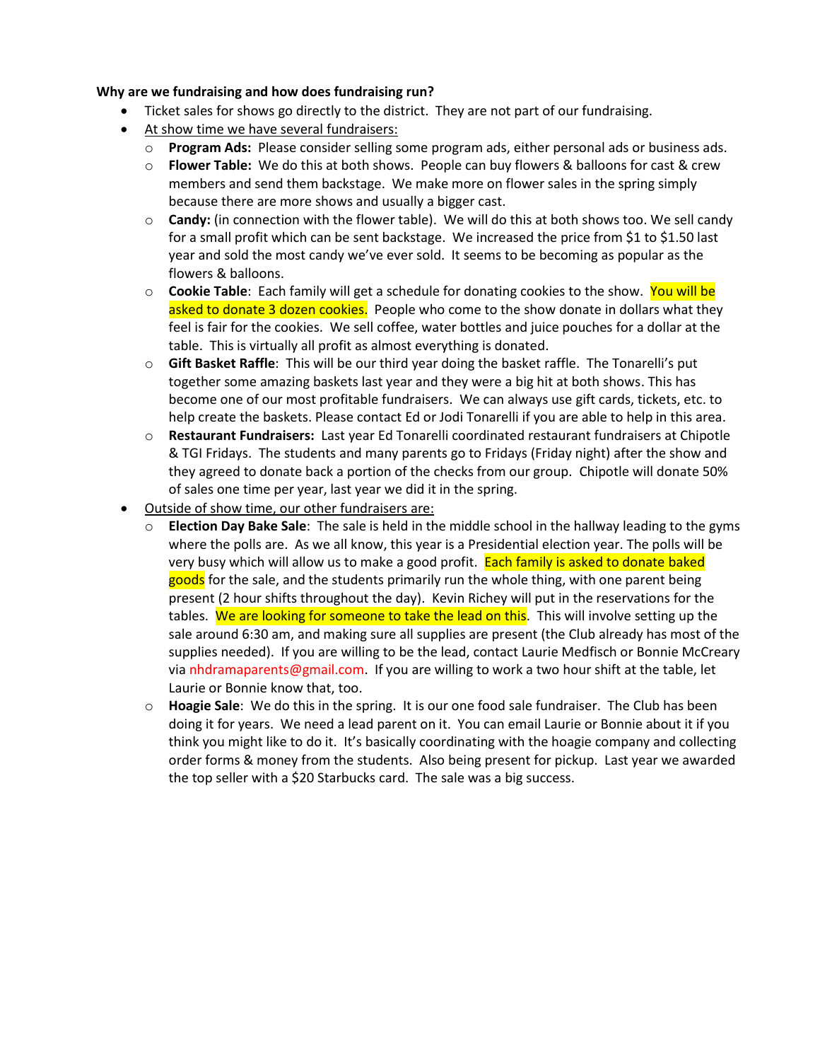**Why are we fundraising and how does fundraising run?**

- Ticket sales for shows go directly to the district. They are not part of our fundraising.
- At show time we have several fundraisers:
  - **Program Ads:** Please consider selling some program ads, either personal ads or business ads.
  - **Flower Table:** We do this at both shows. People can buy flowers & balloons for cast & crew members and send them backstage. We make more on flower sales in the spring simply because there are more shows and usually a bigger cast.
  - **Candy:** (in connection with the flower table). We will do this at both shows too. We sell candy for a small profit which can be sent backstage. We increased the price from $1 to $1.50 last year and sold the most candy we've ever sold. It seems to be becoming as popular as the flowers & balloons.
  - **Cookie Table**: Each family will get a schedule for donating cookies to the show. You will be asked to donate 3 dozen cookies. People who come to the show donate in dollars what they feel is fair for the cookies. We sell coffee, water bottles and juice pouches for a dollar at the table. This is virtually all profit as almost everything is donated.
  - **Gift Basket Raffle**: This will be our third year doing the basket raffle. The Tonarelli's put together some amazing baskets last year and they were a big hit at both shows. This has become one of our most profitable fundraisers. We can always use gift cards, tickets, etc. to help create the baskets. Please contact Ed or Jodi Tonarelli if you are able to help in this area.
  - **Restaurant Fundraisers:** Last year Ed Tonarelli coordinated restaurant fundraisers at Chipotle & TGI Fridays. The students and many parents go to Fridays (Friday night) after the show and they agreed to donate back a portion of the checks from our group. Chipotle will donate 50% of sales one time per year, last year we did it in the spring.
- Outside of show time, our other fundraisers are:
  - **Election Day Bake Sale**: The sale is held in the middle school in the hallway leading to the gyms where the polls are. As we all know, this year is a Presidential election year. The polls will be very busy which will allow us to make a good profit. Each family is asked to donate baked goods for the sale, and the students primarily run the whole thing, with one parent being present (2 hour shifts throughout the day). Kevin Richey will put in the reservations for the tables. We are looking for someone to take the lead on this. This will involve setting up the sale around 6:30 am, and making sure all supplies are present (the Club already has most of the supplies needed). If you are willing to be the lead, contact Laurie Medfisch or Bonnie McCreary via nhdramaparents@gmail.com. If you are willing to work a two hour shift at the table, let Laurie or Bonnie know that, too.
  - **Hoagie Sale**: We do this in the spring. It is our one food sale fundraiser. The Club has been doing it for years. We need a lead parent on it. You can email Laurie or Bonnie about it if you think you might like to do it. It's basically coordinating with the hoagie company and collecting order forms & money from the students. Also being present for pickup. Last year we awarded the top seller with a $20 Starbucks card. The sale was a big success.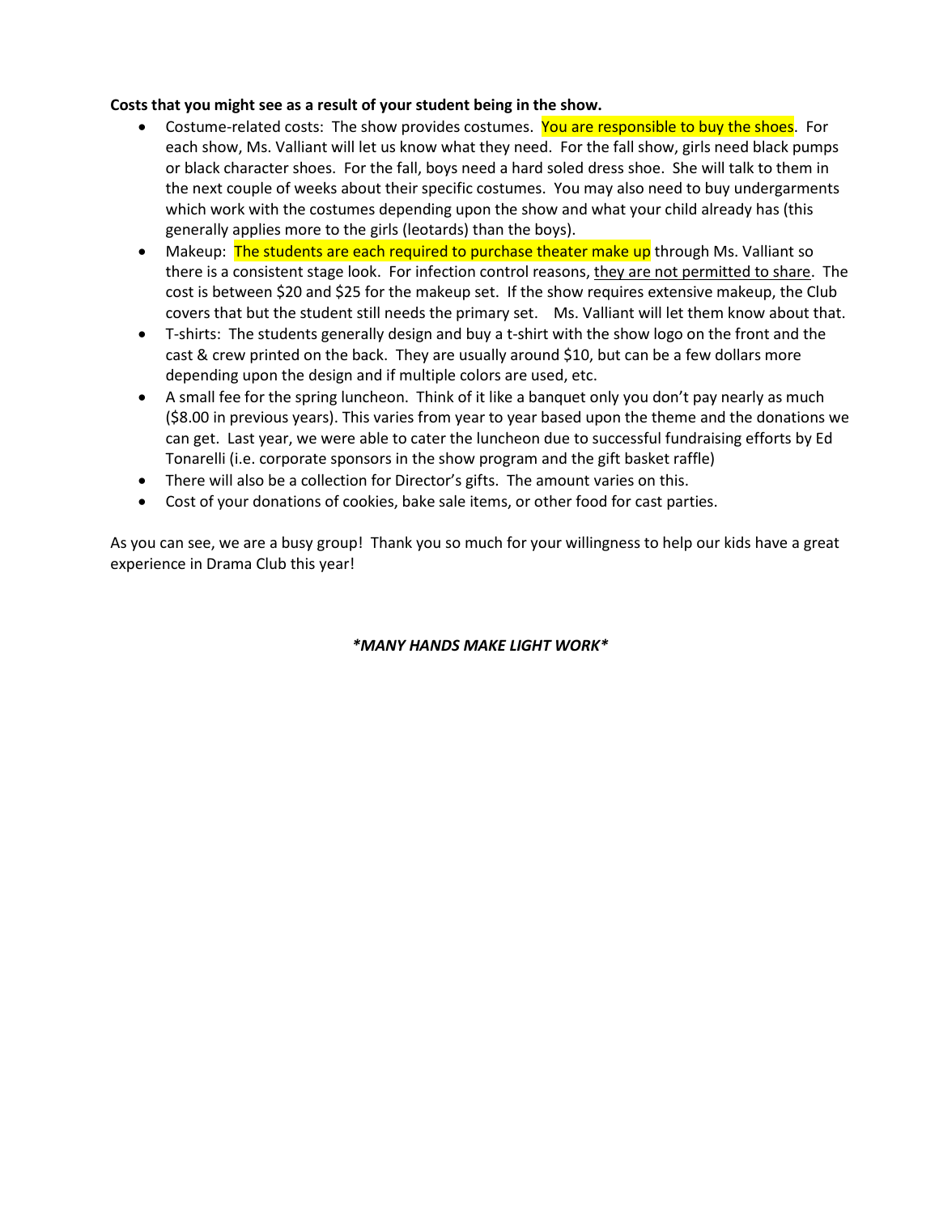**Costs that you might see as a result of your student being in the show.**

- Costume-related costs: The show provides costumes. You are responsible to buy the shoes. For each show, Ms. Valliant will let us know what they need. For the fall show, girls need black pumps or black character shoes. For the fall, boys need a hard soled dress shoe. She will talk to them in the next couple of weeks about their specific costumes. You may also need to buy undergarments which work with the costumes depending upon the show and what your child already has (this generally applies more to the girls (leotards) than the boys).
- Makeup: The students are each required to purchase theater make up through Ms. Valliant so there is a consistent stage look. For infection control reasons, <u>they are not permitted to share</u>. The cost is between $20 and $25 for the makeup set. If the show requires extensive makeup, the Club covers that but the student still needs the primary set. Ms. Valliant will let them know about that.
- T-shirts: The students generally design and buy a t-shirt with the show logo on the front and the cast & crew printed on the back. They are usually around $10, but can be a few dollars more depending upon the design and if multiple colors are used, etc.
- A small fee for the spring luncheon. Think of it like a banquet only you don't pay nearly as much ($8.00 in previous years). This varies from year to year based upon the theme and the donations we can get. Last year, we were able to cater the luncheon due to successful fundraising efforts by Ed Tonarelli (i.e. corporate sponsors in the show program and the gift basket raffle)
- There will also be a collection for Director's gifts. The amount varies on this.
- Cost of your donations of cookies, bake sale items, or other food for cast parties.

As you can see, we are a busy group! Thank you so much for your willingness to help our kids have a great experience in Drama Club this year!

***\*MANY HANDS MAKE LIGHT WORK\****